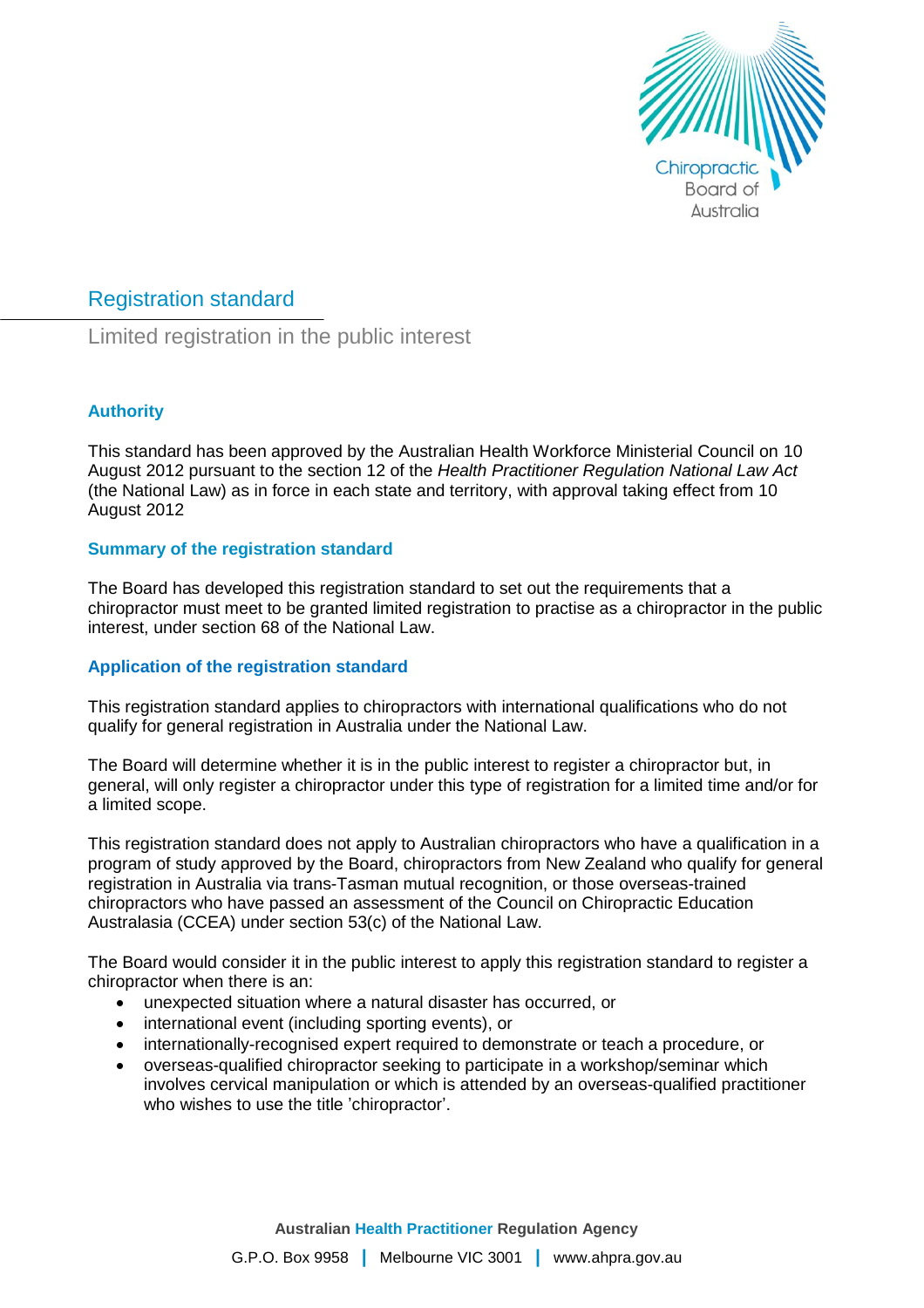# Registration standard

## Limited registration in the public interest

### Authority

This standard has been approved by the Australian Health Workforce Ministerial Council on 10 August 2012 pursuant to the section 12 of the *Health Practitioner Regulation National Law Act* (the National Law) as in force in each state and territory, with approval taking effect from 10 August 2012

### Summary of the registration standard

The Board has developed this registration standard to set out the requirements that a chiropractor must meet to be granted limited registration to practise as a chiropractor in the public interest, under section 68 of the National Law.

### Application of the registration standard

This registration standard applies to chiropractors with international qualifications who do not qualify for general registration in Australia under the National Law.

The Board will determine whether it is in the public interest to register a chiropractor but, in general, will only register a chiropractor under this type of registration for a limited time and/or for a limited scope.

This registration standard does not apply to Australian chiropractors who have a qualification in a program of study approved by the Board, chiropractors from New Zealand who qualify for general registration in Australia via trans-Tasman mutual recognition, or those overseas-trained chiropractors who have passed an assessment of the Council on Chiropractic Education Australasia (CCEA) under section 53(c) of the National Law.

The Board would consider it in the public interest to apply this registration standard to register a chiropractor when there is an:

- unexpected situation where a natural disaster has occurred, or
- international event (including sporting events), or
- internationally-recognised expert required to demonstrate or teach a procedure, or
- overseas-qualified chiropractor seeking to participate in a workshop/seminar which involves cervical manipulation or which is attended by an overseas-qualified practitioner who wishes to use the title 'chiropractor'.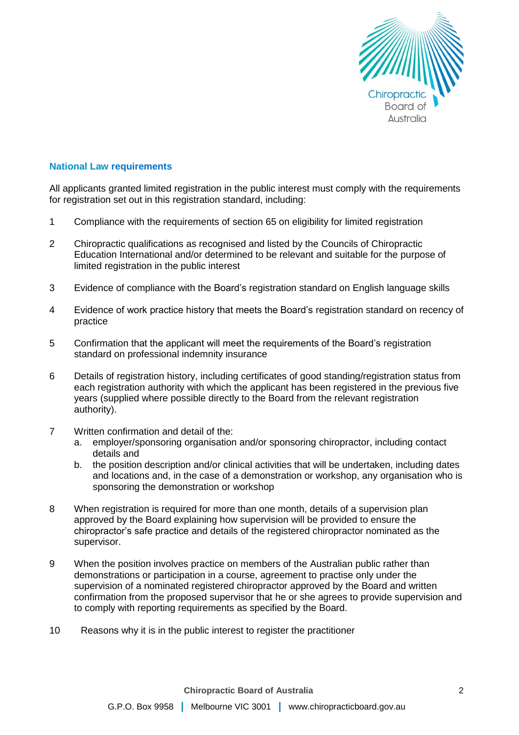## National Law requirements

All applicants granted limited registration in the public interest must comply with the requirements for registration set out in this registration standard, including:

1. Compliance with the requirements of section 65 on eligibility for limited registration
2. Chiropractic qualifications as recognised and listed by the Councils of Chiropractic Education International and/or determined to be relevant and suitable for the purpose of limited registration in the public interest
3. Evidence of compliance with the Board's registration standard on English language skills
4. Evidence of work practice history that meets the Board's registration standard on recency of practice
5. Confirmation that the applicant will meet the requirements of the Board's registration standard on professional indemnity insurance
6. Details of registration history, including certificates of good standing/registration status from each registration authority with which the applicant has been registered in the previous five years (supplied where possible directly to the Board from the relevant registration authority).
7. Written confirmation and detail of the:
   a. employer/sponsoring organisation and/or sponsoring chiropractor, including contact details and
   b. the position description and/or clinical activities that will be undertaken, including dates and locations and, in the case of a demonstration or workshop, any organisation who is sponsoring the demonstration or workshop
8. When registration is required for more than one month, details of a supervision plan approved by the Board explaining how supervision will be provided to ensure the chiropractor's safe practice and details of the registered chiropractor nominated as the supervisor.
9. When the position involves practice on members of the Australian public rather than demonstrations or participation in a course, agreement to practise only under the supervision of a nominated registered chiropractor approved by the Board and written confirmation from the proposed supervisor that he or she agrees to provide supervision and to comply with reporting requirements as specified by the Board.
10. Reasons why it is in the public interest to register the practitioner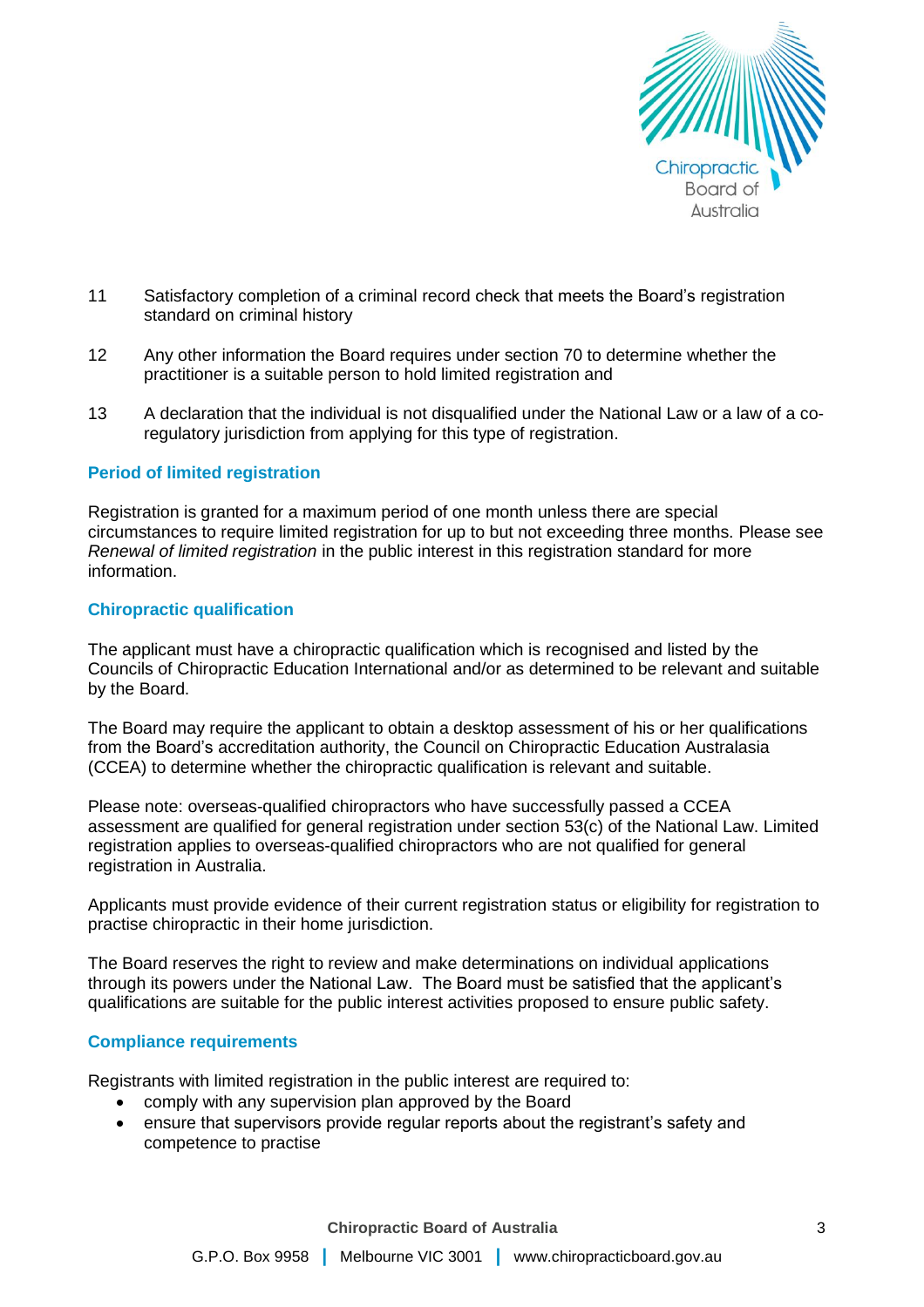11 Satisfactory completion of a criminal record check that meets the Board's registration standard on criminal history

12 Any other information the Board requires under section 70 to determine whether the practitioner is a suitable person to hold limited registration and

13 A declaration that the individual is not disqualified under the National Law or a law of a co-regulatory jurisdiction from applying for this type of registration.

## Period of limited registration

Registration is granted for a maximum period of one month unless there are special circumstances to require limited registration for up to but not exceeding three months. Please see *Renewal of limited registration* in the public interest in this registration standard for more information.

## Chiropractic qualification

The applicant must have a chiropractic qualification which is recognised and listed by the Councils of Chiropractic Education International and/or as determined to be relevant and suitable by the Board.

The Board may require the applicant to obtain a desktop assessment of his or her qualifications from the Board's accreditation authority, the Council on Chiropractic Education Australasia (CCEA) to determine whether the chiropractic qualification is relevant and suitable.

Please note: overseas-qualified chiropractors who have successfully passed a CCEA assessment are qualified for general registration under section 53(c) of the National Law. Limited registration applies to overseas-qualified chiropractors who are not qualified for general registration in Australia.

Applicants must provide evidence of their current registration status or eligibility for registration to practise chiropractic in their home jurisdiction.

The Board reserves the right to review and make determinations on individual applications through its powers under the National Law. The Board must be satisfied that the applicant's qualifications are suitable for the public interest activities proposed to ensure public safety.

## Compliance requirements

Registrants with limited registration in the public interest are required to:

- comply with any supervision plan approved by the Board
- ensure that supervisors provide regular reports about the registrant's safety and competence to practise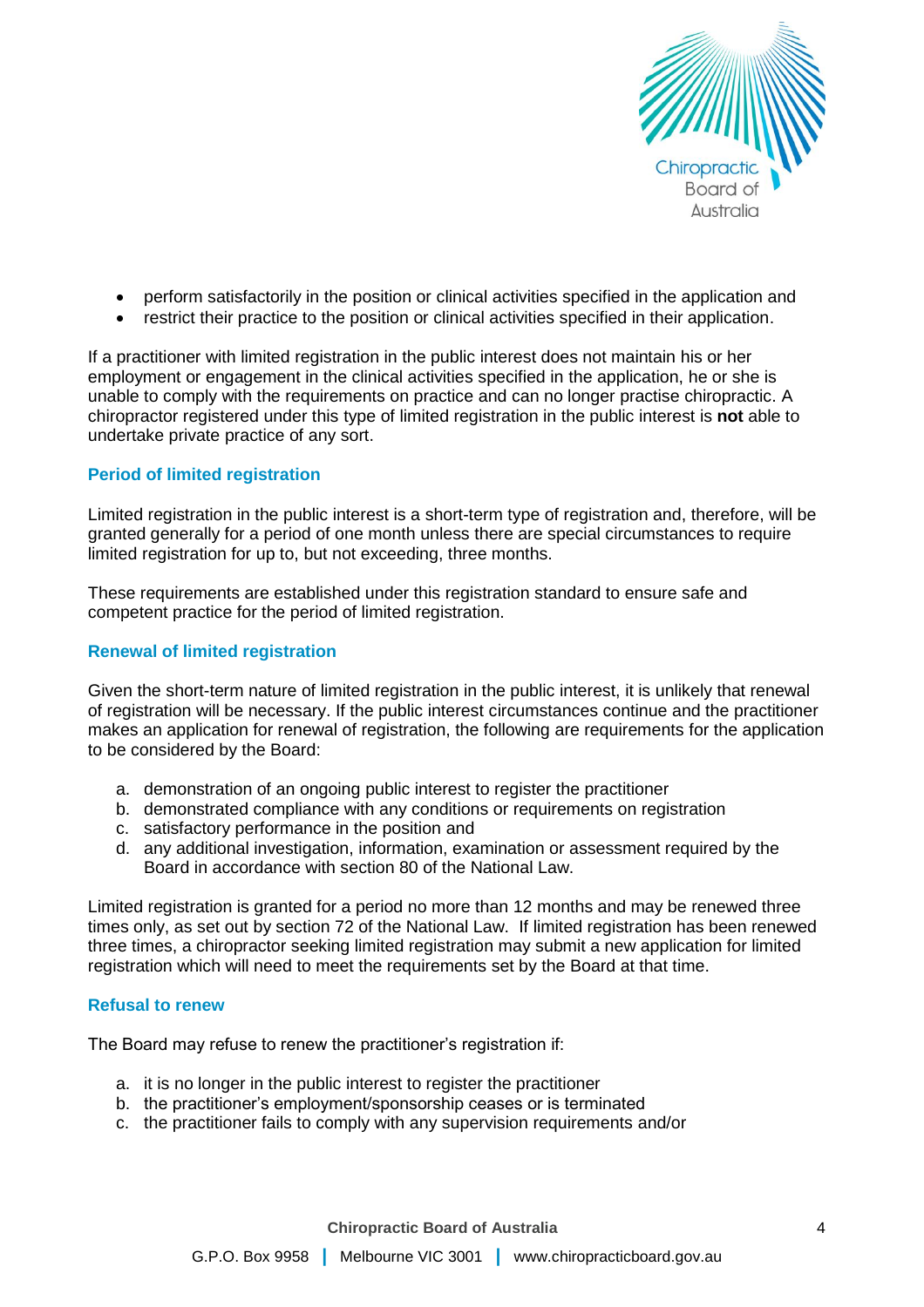- perform satisfactorily in the position or clinical activities specified in the application and
- restrict their practice to the position or clinical activities specified in their application.

If a practitioner with limited registration in the public interest does not maintain his or her employment or engagement in the clinical activities specified in the application, he or she is unable to comply with the requirements on practice and can no longer practise chiropractic. A chiropractor registered under this type of limited registration in the public interest is **not** able to undertake private practice of any sort.

### Period of limited registration

Limited registration in the public interest is a short-term type of registration and, therefore, will be granted generally for a period of one month unless there are special circumstances to require limited registration for up to, but not exceeding, three months.

These requirements are established under this registration standard to ensure safe and competent practice for the period of limited registration.

### Renewal of limited registration

Given the short-term nature of limited registration in the public interest, it is unlikely that renewal of registration will be necessary. If the public interest circumstances continue and the practitioner makes an application for renewal of registration, the following are requirements for the application to be considered by the Board:

a. demonstration of an ongoing public interest to register the practitioner
b. demonstrated compliance with any conditions or requirements on registration
c. satisfactory performance in the position and
d. any additional investigation, information, examination or assessment required by the Board in accordance with section 80 of the National Law.

Limited registration is granted for a period no more than 12 months and may be renewed three times only, as set out by section 72 of the National Law. If limited registration has been renewed three times, a chiropractor seeking limited registration may submit a new application for limited registration which will need to meet the requirements set by the Board at that time.

### Refusal to renew

The Board may refuse to renew the practitioner's registration if:

a. it is no longer in the public interest to register the practitioner
b. the practitioner's employment/sponsorship ceases or is terminated
c. the practitioner fails to comply with any supervision requirements and/or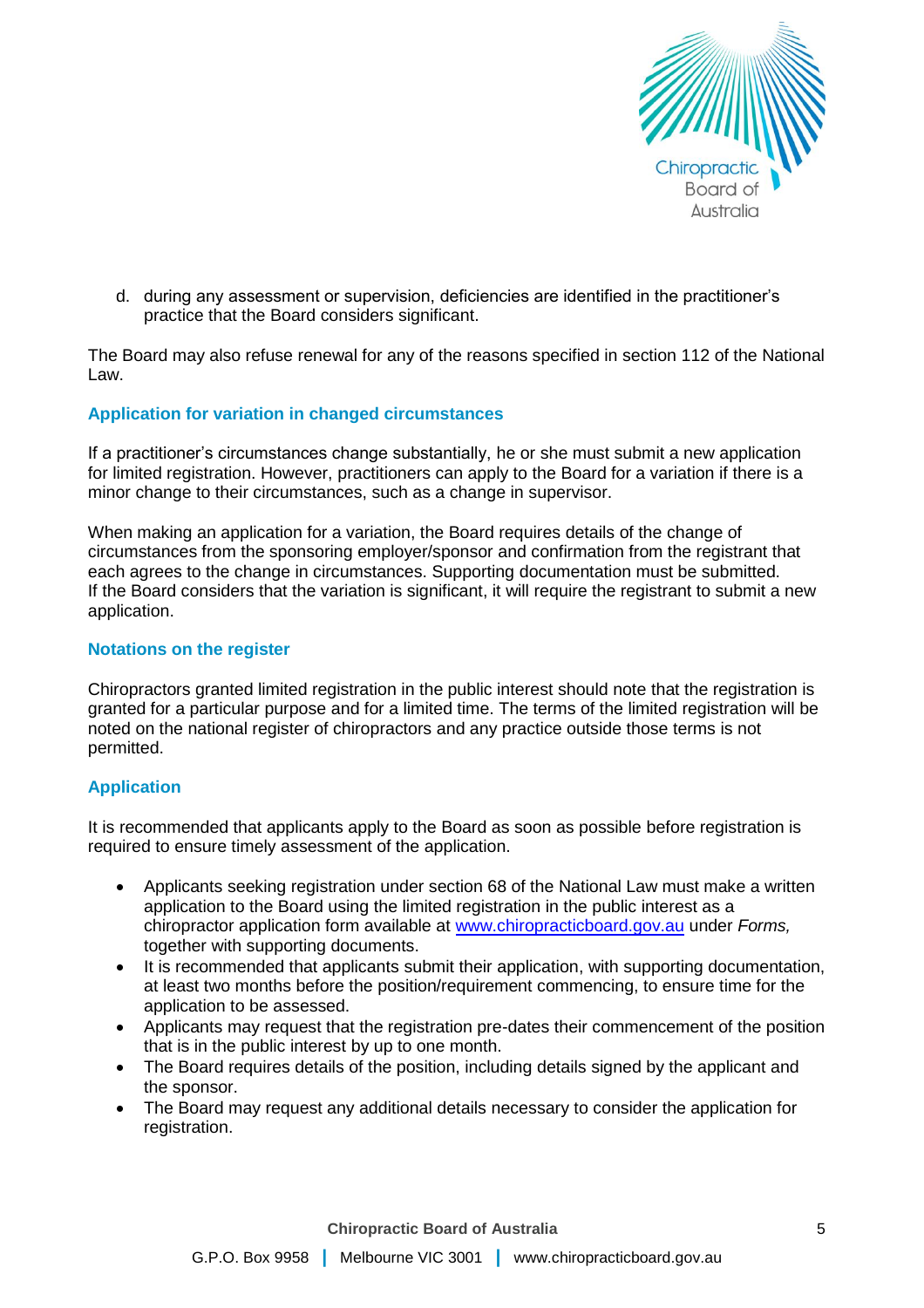d. during any assessment or supervision, deficiencies are identified in the practitioner's practice that the Board considers significant.

The Board may also refuse renewal for any of the reasons specified in section 112 of the National Law.

## Application for variation in changed circumstances

If a practitioner's circumstances change substantially, he or she must submit a new application for limited registration. However, practitioners can apply to the Board for a variation if there is a minor change to their circumstances, such as a change in supervisor.

When making an application for a variation, the Board requires details of the change of circumstances from the sponsoring employer/sponsor and confirmation from the registrant that each agrees to the change in circumstances. Supporting documentation must be submitted. If the Board considers that the variation is significant, it will require the registrant to submit a new application.

## Notations on the register

Chiropractors granted limited registration in the public interest should note that the registration is granted for a particular purpose and for a limited time. The terms of the limited registration will be noted on the national register of chiropractors and any practice outside those terms is not permitted.

## Application

It is recommended that applicants apply to the Board as soon as possible before registration is required to ensure timely assessment of the application.

- Applicants seeking registration under section 68 of the National Law must make a written application to the Board using the limited registration in the public interest as a chiropractor application form available at [www.chiropracticboard.gov.au](http://www.chiropracticboard.gov.au) under *Forms,* together with supporting documents.
- It is recommended that applicants submit their application, with supporting documentation, at least two months before the position/requirement commencing, to ensure time for the application to be assessed.
- Applicants may request that the registration pre-dates their commencement of the position that is in the public interest by up to one month.
- The Board requires details of the position, including details signed by the applicant and the sponsor.
- The Board may request any additional details necessary to consider the application for registration.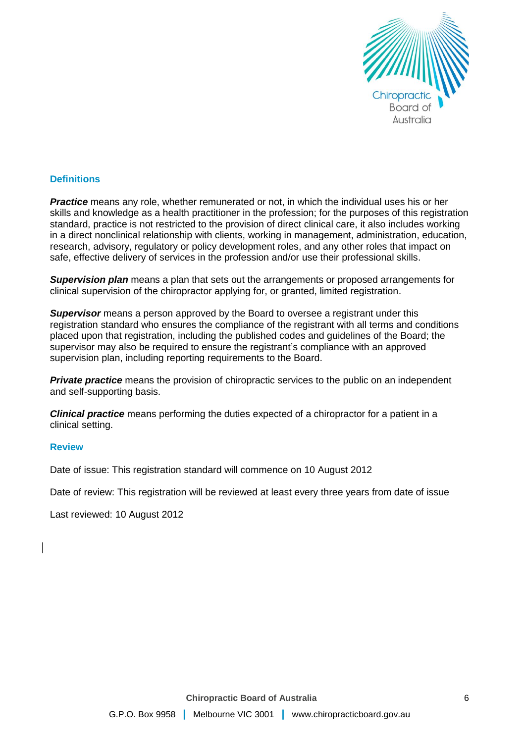## Definitions

***Practice*** means any role, whether remunerated or not, in which the individual uses his or her skills and knowledge as a health practitioner in the profession; for the purposes of this registration standard, practice is not restricted to the provision of direct clinical care, it also includes working in a direct nonclinical relationship with clients, working in management, administration, education, research, advisory, regulatory or policy development roles, and any other roles that impact on safe, effective delivery of services in the profession and/or use their professional skills.

***Supervision plan*** means a plan that sets out the arrangements or proposed arrangements for clinical supervision of the chiropractor applying for, or granted, limited registration.

***Supervisor*** means a person approved by the Board to oversee a registrant under this registration standard who ensures the compliance of the registrant with all terms and conditions placed upon that registration, including the published codes and guidelines of the Board; the supervisor may also be required to ensure the registrant's compliance with an approved supervision plan, including reporting requirements to the Board.

***Private practice*** means the provision of chiropractic services to the public on an independent and self-supporting basis.

***Clinical practice*** means performing the duties expected of a chiropractor for a patient in a clinical setting.

## Review

Date of issue: This registration standard will commence on 10 August 2012

Date of review: This registration will be reviewed at least every three years from date of issue

Last reviewed: 10 August 2012